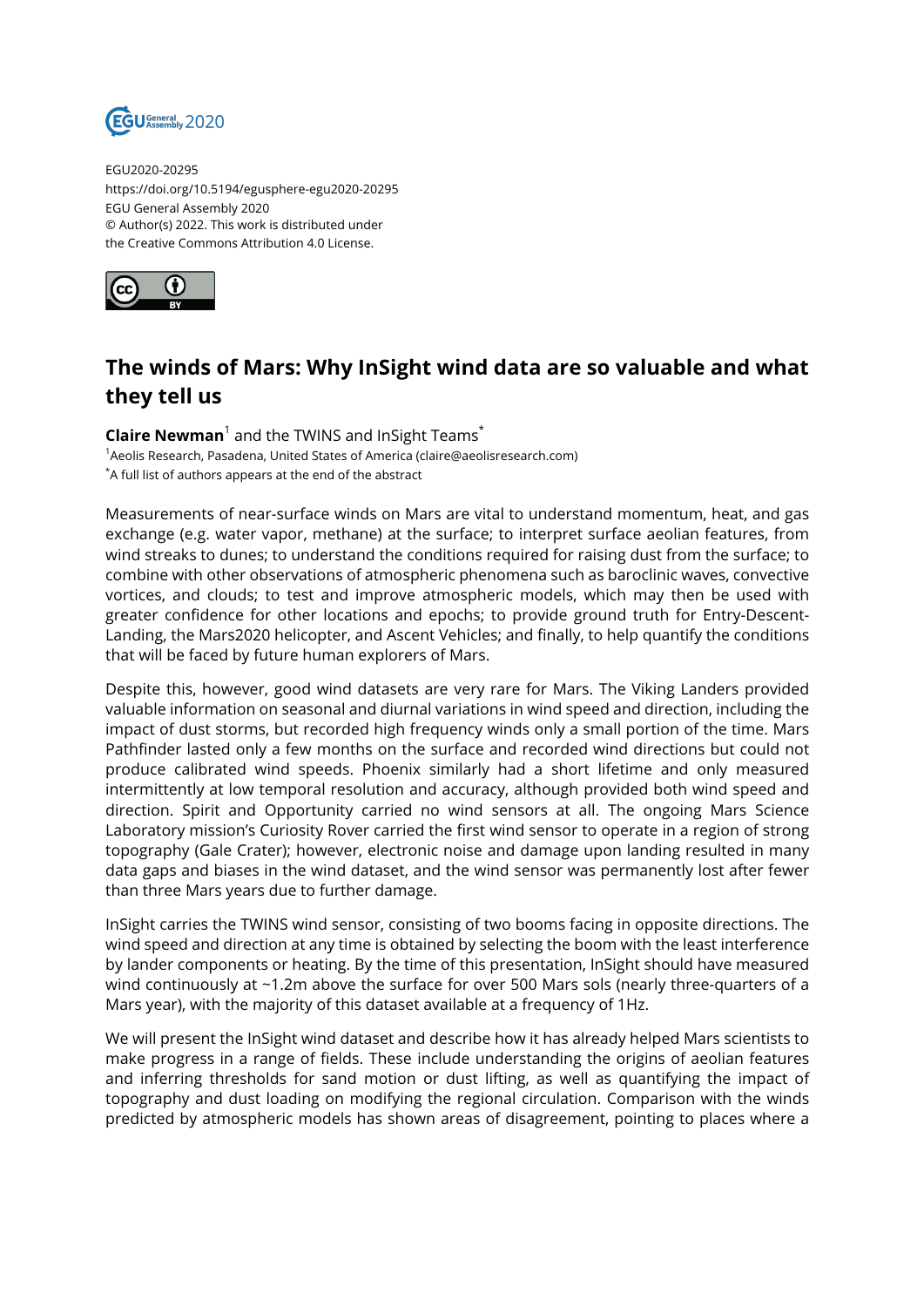EGU2020-20295
https://doi.org/10.5194/egusphere-egu2020-20295
EGU General Assembly 2020
© Author(s) 2022. This work is distributed under
the Creative Commons Attribution 4.0 License.

# The winds of Mars: Why InSight wind data are so valuable and what they tell us

**Claire Newman**[1] and the TWINS and InSight Teams[*]

[1]Aeolis Research, Pasadena, United States of America (claire@aeolisresearch.com)
[*]A full list of authors appears at the end of the abstract

Measurements of near-surface winds on Mars are vital to understand momentum, heat, and gas exchange (e.g. water vapor, methane) at the surface; to interpret surface aeolian features, from wind streaks to dunes; to understand the conditions required for raising dust from the surface; to combine with other observations of atmospheric phenomena such as baroclinic waves, convective vortices, and clouds; to test and improve atmospheric models, which may then be used with greater confidence for other locations and epochs; to provide ground truth for Entry-Descent-Landing, the Mars2020 helicopter, and Ascent Vehicles; and finally, to help quantify the conditions that will be faced by future human explorers of Mars.

Despite this, however, good wind datasets are very rare for Mars. The Viking Landers provided valuable information on seasonal and diurnal variations in wind speed and direction, including the impact of dust storms, but recorded high frequency winds only a small portion of the time. Mars Pathfinder lasted only a few months on the surface and recorded wind directions but could not produce calibrated wind speeds. Phoenix similarly had a short lifetime and only measured intermittently at low temporal resolution and accuracy, although provided both wind speed and direction. Spirit and Opportunity carried no wind sensors at all. The ongoing Mars Science Laboratory mission's Curiosity Rover carried the first wind sensor to operate in a region of strong topography (Gale Crater); however, electronic noise and damage upon landing resulted in many data gaps and biases in the wind dataset, and the wind sensor was permanently lost after fewer than three Mars years due to further damage.

InSight carries the TWINS wind sensor, consisting of two booms facing in opposite directions. The wind speed and direction at any time is obtained by selecting the boom with the least interference by lander components or heating. By the time of this presentation, InSight should have measured wind continuously at ~1.2m above the surface for over 500 Mars sols (nearly three-quarters of a Mars year), with the majority of this dataset available at a frequency of 1Hz.

We will present the InSight wind dataset and describe how it has already helped Mars scientists to make progress in a range of fields. These include understanding the origins of aeolian features and inferring thresholds for sand motion or dust lifting, as well as quantifying the impact of topography and dust loading on modifying the regional circulation. Comparison with the winds predicted by atmospheric models has shown areas of disagreement, pointing to places where a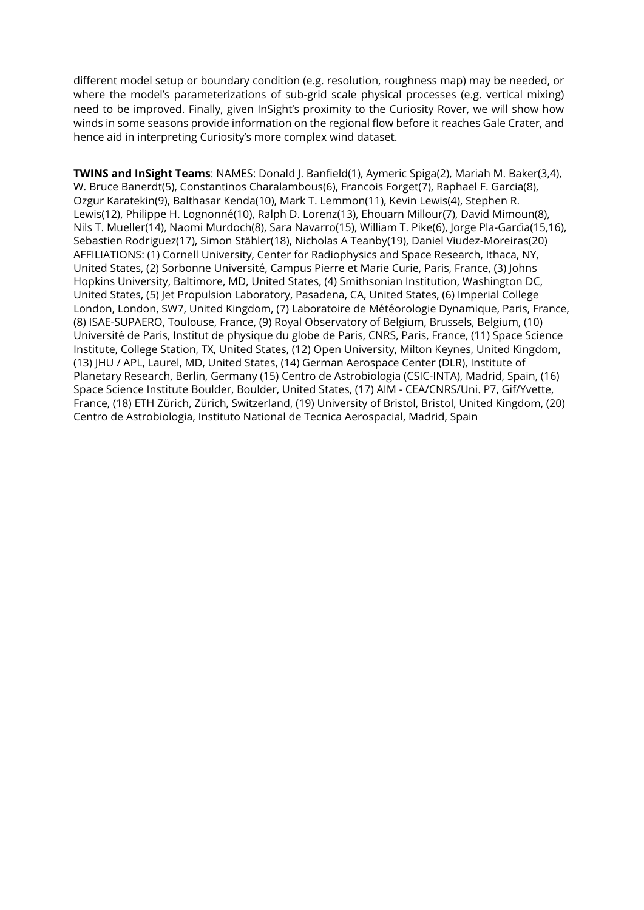different model setup or boundary condition (e.g. resolution, roughness map) may be needed, or where the model's parameterizations of sub-grid scale physical processes (e.g. vertical mixing) need to be improved. Finally, given InSight's proximity to the Curiosity Rover, we will show how winds in some seasons provide information on the regional flow before it reaches Gale Crater, and hence aid in interpreting Curiosity's more complex wind dataset.

**TWINS and InSight Teams**: NAMES: Donald J. Banfield(1), Aymeric Spiga(2), Mariah M. Baker(3,4), W. Bruce Banerdt(5), Constantinos Charalambous(6), Francois Forget(7), Raphael F. Garcia(8), Ozgur Karatekin(9), Balthasar Kenda(10), Mark T. Lemmon(11), Kevin Lewis(4), Stephen R. Lewis(12), Philippe H. Lognonné(10), Ralph D. Lorenz(13), Ehouarn Millour(7), David Mimoun(8), Nils T. Mueller(14), Naomi Murdoch(8), Sara Navarro(15), William T. Pike(6), Jorge Pla-Garćia(15,16), Sebastien Rodriguez(17), Simon Stähler(18), Nicholas A Teanby(19), Daniel Viudez-Moreiras(20) AFFILIATIONS: (1) Cornell University, Center for Radiophysics and Space Research, Ithaca, NY, United States, (2) Sorbonne Université, Campus Pierre et Marie Curie, Paris, France, (3) Johns Hopkins University, Baltimore, MD, United States, (4) Smithsonian Institution, Washington DC, United States, (5) Jet Propulsion Laboratory, Pasadena, CA, United States, (6) Imperial College London, London, SW7, United Kingdom, (7) Laboratoire de Météorologie Dynamique, Paris, France, (8) ISAE-SUPAERO, Toulouse, France, (9) Royal Observatory of Belgium, Brussels, Belgium, (10) Université de Paris, Institut de physique du globe de Paris, CNRS, Paris, France, (11) Space Science Institute, College Station, TX, United States, (12) Open University, Milton Keynes, United Kingdom, (13) JHU / APL, Laurel, MD, United States, (14) German Aerospace Center (DLR), Institute of Planetary Research, Berlin, Germany (15) Centro de Astrobiologia (CSIC-INTA), Madrid, Spain, (16) Space Science Institute Boulder, Boulder, United States, (17) AIM - CEA/CNRS/Uni. P7, Gif/Yvette, France, (18) ETH Zürich, Zürich, Switzerland, (19) University of Bristol, Bristol, United Kingdom, (20) Centro de Astrobiologia, Instituto National de Tecnica Aerospacial, Madrid, Spain